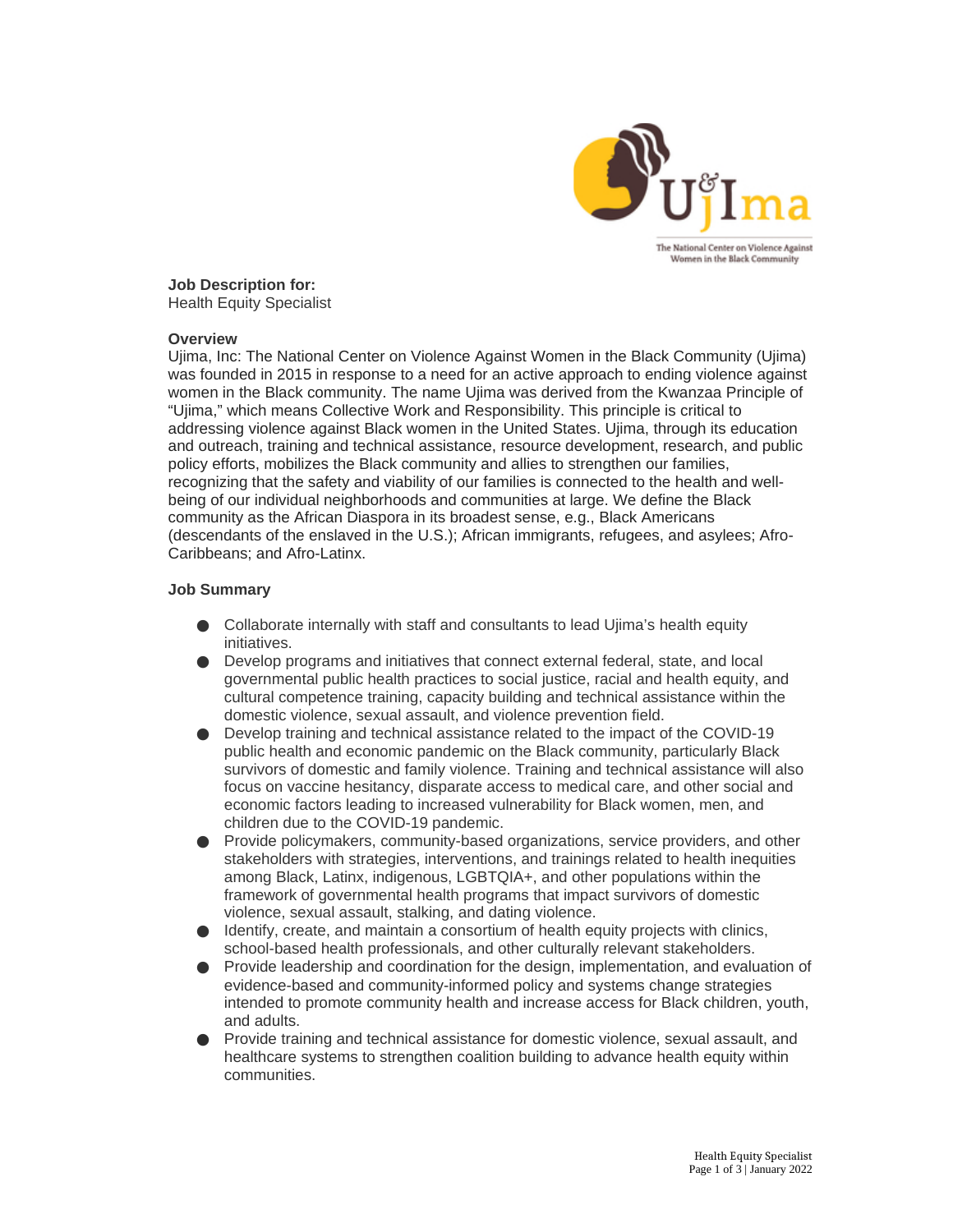**Job Description for:**
Health Equity Specialist

**Overview**

Ujima, Inc: The National Center on Violence Against Women in the Black Community (Ujima) was founded in 2015 in response to a need for an active approach to ending violence against women in the Black community. The name Ujima was derived from the Kwanzaa Principle of "Ujima," which means Collective Work and Responsibility. This principle is critical to addressing violence against Black women in the United States. Ujima, through its education and outreach, training and technical assistance, resource development, research, and public policy efforts, mobilizes the Black community and allies to strengthen our families, recognizing that the safety and viability of our families is connected to the health and well-being of our individual neighborhoods and communities at large. We define the Black community as the African Diaspora in its broadest sense, e.g., Black Americans (descendants of the enslaved in the U.S.); African immigrants, refugees, and asylees; Afro-Caribbeans; and Afro-Latinx.

**Job Summary**

- Collaborate internally with staff and consultants to lead Ujima's health equity initiatives.
- Develop programs and initiatives that connect external federal, state, and local governmental public health practices to social justice, racial and health equity, and cultural competence training, capacity building and technical assistance within the domestic violence, sexual assault, and violence prevention field.
- Develop training and technical assistance related to the impact of the COVID-19 public health and economic pandemic on the Black community, particularly Black survivors of domestic and family violence. Training and technical assistance will also focus on vaccine hesitancy, disparate access to medical care, and other social and economic factors leading to increased vulnerability for Black women, men, and children due to the COVID-19 pandemic.
- Provide policymakers, community-based organizations, service providers, and other stakeholders with strategies, interventions, and trainings related to health inequities among Black, Latinx, indigenous, LGBTQIA+, and other populations within the framework of governmental health programs that impact survivors of domestic violence, sexual assault, stalking, and dating violence.
- Identify, create, and maintain a consortium of health equity projects with clinics, school-based health professionals, and other culturally relevant stakeholders.
- Provide leadership and coordination for the design, implementation, and evaluation of evidence-based and community-informed policy and systems change strategies intended to promote community health and increase access for Black children, youth, and adults.
- Provide training and technical assistance for domestic violence, sexual assault, and healthcare systems to strengthen coalition building to advance health equity within communities.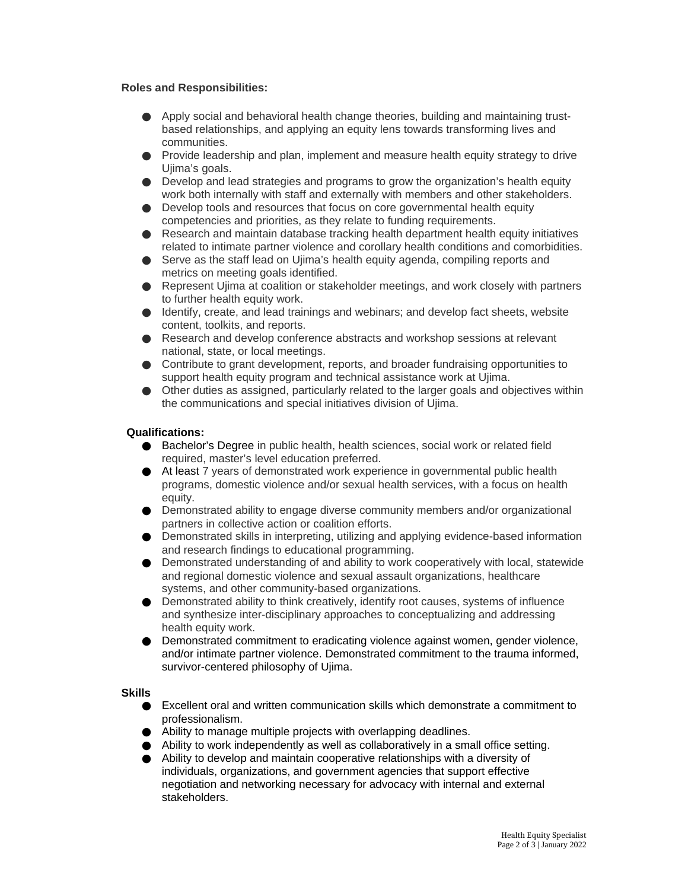**Roles and Responsibilities:**

- Apply social and behavioral health change theories, building and maintaining trust-based relationships, and applying an equity lens towards transforming lives and communities.
- Provide leadership and plan, implement and measure health equity strategy to drive Ujima's goals.
- Develop and lead strategies and programs to grow the organization's health equity work both internally with staff and externally with members and other stakeholders.
- Develop tools and resources that focus on core governmental health equity competencies and priorities, as they relate to funding requirements.
- Research and maintain database tracking health department health equity initiatives related to intimate partner violence and corollary health conditions and comorbidities.
- Serve as the staff lead on Ujima's health equity agenda, compiling reports and metrics on meeting goals identified.
- Represent Ujima at coalition or stakeholder meetings, and work closely with partners to further health equity work.
- Identify, create, and lead trainings and webinars; and develop fact sheets, website content, toolkits, and reports.
- Research and develop conference abstracts and workshop sessions at relevant national, state, or local meetings.
- Contribute to grant development, reports, and broader fundraising opportunities to support health equity program and technical assistance work at Ujima.
- Other duties as assigned, particularly related to the larger goals and objectives within the communications and special initiatives division of Ujima.

**Qualifications:**

- Bachelor's Degree in public health, health sciences, social work or related field required, master's level education preferred.
- At least 7 years of demonstrated work experience in governmental public health programs, domestic violence and/or sexual health services, with a focus on health equity.
- Demonstrated ability to engage diverse community members and/or organizational partners in collective action or coalition efforts.
- Demonstrated skills in interpreting, utilizing and applying evidence-based information and research findings to educational programming.
- Demonstrated understanding of and ability to work cooperatively with local, statewide and regional domestic violence and sexual assault organizations, healthcare systems, and other community-based organizations.
- Demonstrated ability to think creatively, identify root causes, systems of influence and synthesize inter-disciplinary approaches to conceptualizing and addressing health equity work.
- Demonstrated commitment to eradicating violence against women, gender violence, and/or intimate partner violence. Demonstrated commitment to the trauma informed, survivor-centered philosophy of Ujima.

**Skills**

- Excellent oral and written communication skills which demonstrate a commitment to professionalism.
- Ability to manage multiple projects with overlapping deadlines.
- Ability to work independently as well as collaboratively in a small office setting.
- Ability to develop and maintain cooperative relationships with a diversity of individuals, organizations, and government agencies that support effective negotiation and networking necessary for advocacy with internal and external stakeholders.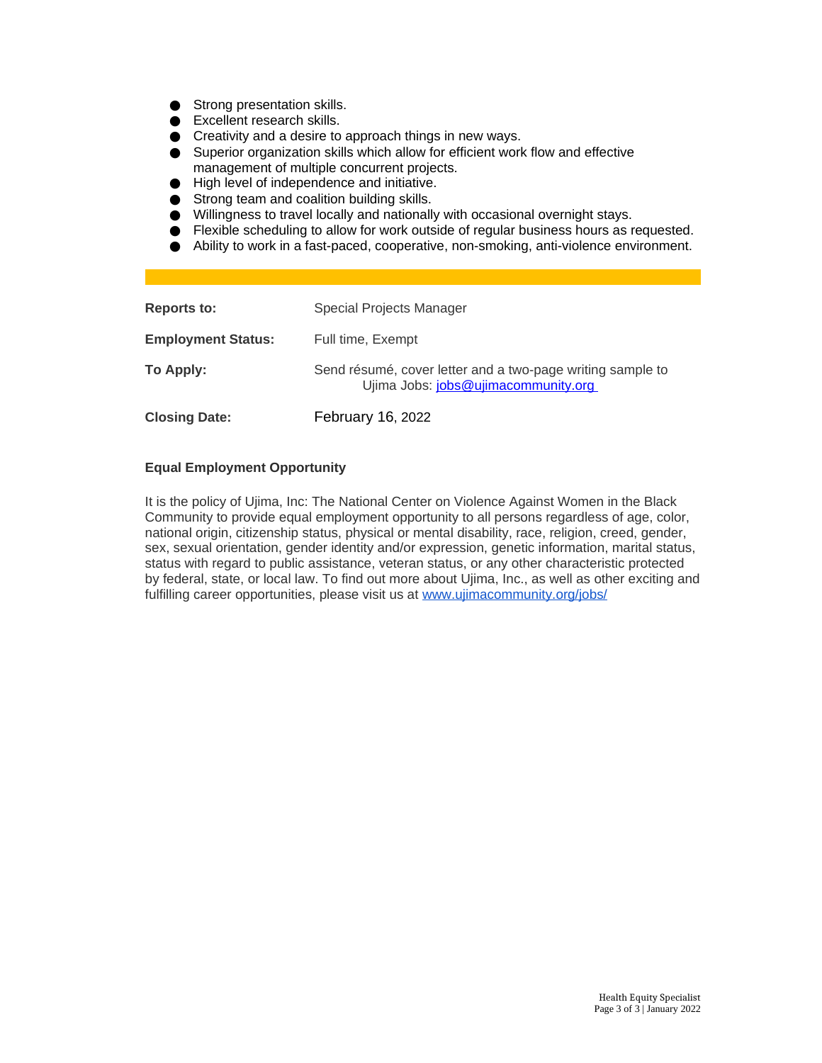- Strong presentation skills.
- Excellent research skills.
- Creativity and a desire to approach things in new ways.
- Superior organization skills which allow for efficient work flow and effective management of multiple concurrent projects.
- High level of independence and initiative.
- Strong team and coalition building skills.
- Willingness to travel locally and nationally with occasional overnight stays.
- Flexible scheduling to allow for work outside of regular business hours as requested.
- Ability to work in a fast-paced, cooperative, non-smoking, anti-violence environment.

| | |
|---|---|
| **Reports to:** | Special Projects Manager |
| **Employment Status:** | Full time, Exempt |
| **To Apply:** | Send résumé, cover letter and a two-page writing sample to Ujima Jobs: jobs@ujimacommunity.org |
| **Closing Date:** | February 16, 2022 |

**Equal Employment Opportunity**

It is the policy of Ujima, Inc: The National Center on Violence Against Women in the Black Community to provide equal employment opportunity to all persons regardless of age, color, national origin, citizenship status, physical or mental disability, race, religion, creed, gender, sex, sexual orientation, gender identity and/or expression, genetic information, marital status, status with regard to public assistance, veteran status, or any other characteristic protected by federal, state, or local law. To find out more about Ujima, Inc., as well as other exciting and fulfilling career opportunities, please visit us at www.ujimacommunity.org/jobs/